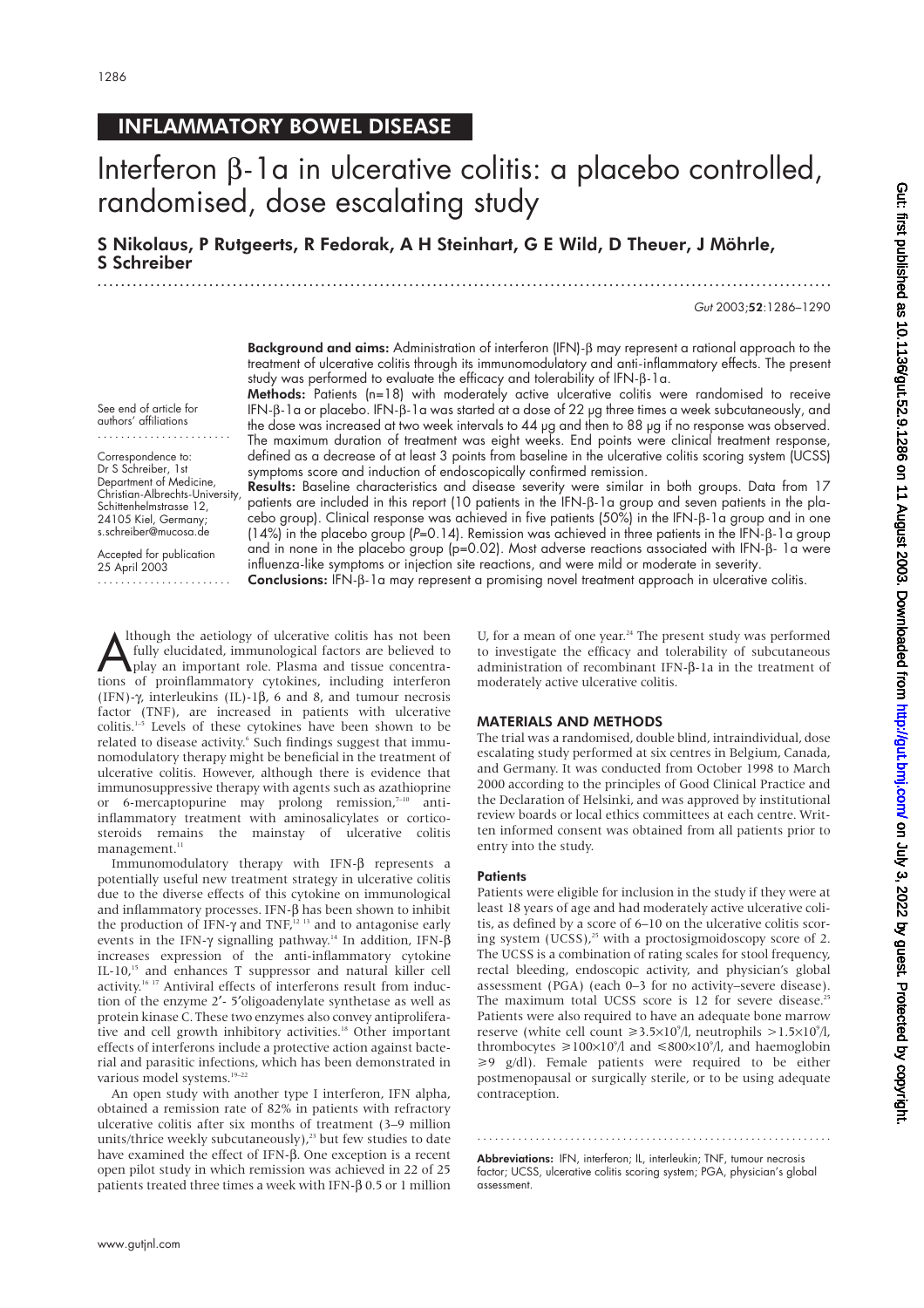## INFLAMMATORY BOWEL DISEASE

# Interferon β-1a in ulcerative colitis: a placebo controlled, randomised, dose escalating study

**S Nikolaus, P Rutgeerts, R Fedorak, A H Steinhart, G E Wild, D Theuer, J Möhrle, S Schreiber**

See end of article for authors' affiliations

Correspondence to: Dr S Schreiber, 1st Department of Medicine, Christian-Albrechts-University, Schittenhelmstrasse 12, 24105 Kiel, Germany; s.schreiber@mucosa.de

Accepted for publication 25 April 2003

**Background and aims:** Administration of interferon (IFN)-β may represent a rational approach to the treatment of ulcerative colitis through its immunomodulatory and anti-inflammatory effects. The present study was performed to evaluate the efficacy and tolerability of IFN-β-1a.

**Methods:** Patients (n=18) with moderately active ulcerative colitis were randomised to receive IFN-β-1a or placebo. IFN-β-1a was started at a dose of 22 μg three times a week subcutaneously, and the dose was increased at two week intervals to 44 μg and then to 88 μg if no response was observed. The maximum duration of treatment was eight weeks. End points were clinical treatment response, defined as a decrease of at least 3 points from baseline in the ulcerative colitis scoring system (UCSS) symptoms score and induction of endoscopically confirmed remission.

**Results:** Baseline characteristics and disease severity were similar in both groups. Data from 17 patients are included in this report (10 patients in the IFN-β-1a group and seven patients in the placebo group). Clinical response was achieved in five patients (50%) in the IFN-β-1a group and in one (14%) in the placebo group (*P*=0.14). Remission was achieved in three patients in the IFN-β-1a group and in none in the placebo group (p=0.02). Most adverse reactions associated with IFN-β- 1a were influenza-like symptoms or injection site reactions, and were mild or moderate in severity.

**Conclusions:** IFN-β-1a may represent a promising novel treatment approach in ulcerative colitis.

Although the aetiology of ulcerative colitis has not been fully elucidated, immunological factors are believed to play an important role. Plasma and tissue concentrations of proinflammatory cytokines, including interferon (IFN)-γ, interleukins (IL)-1β, 6 and 8, and tumour necrosis factor (TNF), are increased in patients with ulcerative colitis.[1–5] Levels of these cytokines have been shown to be related to disease activity.[6] Such findings suggest that immunomodulatory therapy might be beneficial in the treatment of ulcerative colitis. However, although there is evidence that immunosuppressive therapy with agents such as azathioprine or 6-mercaptopurine may prolong remission,[7–10] anti-inflammatory treatment with aminosalicylates or corticosteroids remains the mainstay of ulcerative colitis management.[11]

Immunomodulatory therapy with IFN-β represents a potentially useful new treatment strategy in ulcerative colitis due to the diverse effects of this cytokine on immunological and inflammatory processes. IFN-β has been shown to inhibit the production of IFN-γ and TNF,[12 13] and to antagonise early events in the IFN-γ signalling pathway.[14] In addition, IFN-β increases expression of the anti-inflammatory cytokine IL-10,[15] and enhances T suppressor and natural killer cell activity.[16 17] Antiviral effects of interferons result from induction of the enzyme 2′- 5′oligoadenylate synthetase as well as protein kinase C. These two enzymes also convey antiproliferative and cell growth inhibitory activities.[18] Other important effects of interferons include a protective action against bacterial and parasitic infections, which has been demonstrated in various model systems.[19–22]

An open study with another type I interferon, IFN alpha, obtained a remission rate of 82% in patients with refractory ulcerative colitis after six months of treatment (3–9 million units/thrice weekly subcutaneously),[23] but few studies to date have examined the effect of IFN-β. One exception is a recent open pilot study in which remission was achieved in 22 of 25 patients treated three times a week with IFN-β 0.5 or 1 million U, for a mean of one year.[24] The present study was performed to investigate the efficacy and tolerability of subcutaneous administration of recombinant IFN-β-1a in the treatment of moderately active ulcerative colitis.

## MATERIALS AND METHODS

The trial was a randomised, double blind, intraindividual, dose escalating study performed at six centres in Belgium, Canada, and Germany. It was conducted from October 1998 to March 2000 according to the principles of Good Clinical Practice and the Declaration of Helsinki, and was approved by institutional review boards or local ethics committees at each centre. Written informed consent was obtained from all patients prior to entry into the study.

### Patients

Patients were eligible for inclusion in the study if they were at least 18 years of age and had moderately active ulcerative colitis, as defined by a score of 6–10 on the ulcerative colitis scoring system (UCSS),[25] with a proctosigmoidoscopy score of 2. The UCSS is a combination of rating scales for stool frequency, rectal bleeding, endoscopic activity, and physician's global assessment (PGA) (each 0–3 for no activity–severe disease). The maximum total UCSS score is 12 for severe disease.[25] Patients were also required to have an adequate bone marrow reserve (white cell count $\geq 3.5\times10^9$/l, neutrophils $>1.5\times10^9$/l, thrombocytes $\geq 100\times10^9$/l and $\leq 800\times10^9$/l, and haemoglobin $\geq 9$ g/dl). Female patients were required to be either postmenopausal or surgically sterile, or to be using adequate contraception.

**Abbreviations:** IFN, interferon; IL, interleukin; TNF, tumour necrosis factor; UCSS, ulcerative colitis scoring system; PGA, physician's global assessment.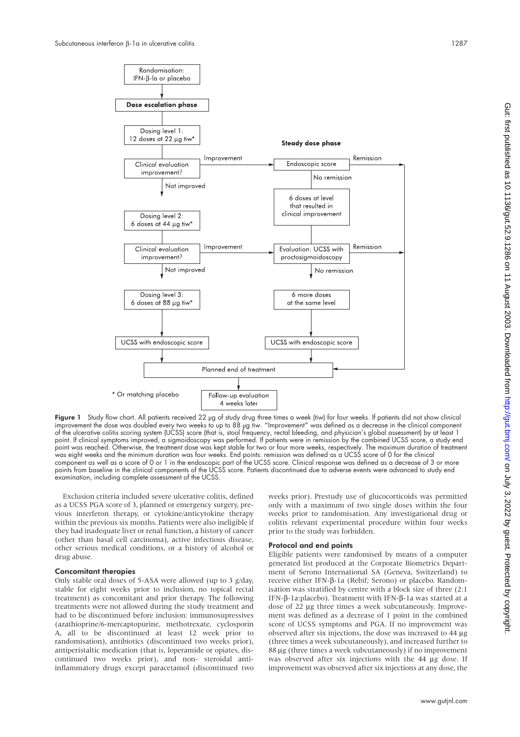Randomisation: IFN-β-la or placebo

**Dose escalation phase**

Dosing level 1: 12 doses at 22 µg tiw*

Clinical evaluation improvement?

Improvement → **Steady dose phase**: Endoscopic score → Remission / No remission → 6 doses at level that resulted in clinical improvement

Not improved → Dosing level 2: 6 doses at 44 µg tiw*

Clinical evaluation improvement?

Improvement → Evaluation: UCSS with proctosigmoidoscopy → Remission / No remission → 6 more doses at the same level → UCSS with endoscopic score

Not improved → Dosing level 3: 6 doses at 88 µg tiw* → UCSS with endoscopic score

Planned end of treatment

Follow-up evaluation 4 weeks later

\* Or matching placebo

**Figure 1** Study flow chart. All patients received 22 µg of study drug three times a week (tiw) for four weeks. If patients did not show clinical improvement the dose was doubled every two weeks to up to 88 µg tiw. "Improvement" was defined as a decrease in the clinical component of the ulcerative colitis scoring system (UCSS) score (that is, stool frequency, rectal bleeding, and physician's global assessment) by at least 1 point. If clinical symptoms improved, a sigmoidoscopy was performed. If patients were in remission by the combined UCSS score, a study end point was reached. Otherwise, the treatment dose was kept stable for two or four more weeks, respectively. The maximum duration of treatment was eight weeks and the minimum duration was four weeks. End points: remission was defined as a UCSS score of 0 for the clinical component as well as a score of 0 or 1 in the endoscopic part of the UCSS score. Clinical response was defined as a decrease of 3 or more points from baseline in the clinical components of the UCSS score. Patients discontinued due to adverse events were advanced to study end examination, including complete assessment of the UCSS.

Exclusion criteria included severe ulcerative colitis, defined as a UCSS PGA score of 3, planned or emergency surgery, previous interferon therapy, or cytokine/anticytokine therapy within the previous six months. Patients were also ineligible if they had inadequate liver or renal function, a history of cancer (other than basal cell carcinoma), active infectious disease, other serious medical conditions, or a history of alcohol or drug abuse.

### Concomitant therapies

Only stable oral doses of 5-ASA were allowed (up to 3 g/day, stable for eight weeks prior to inclusion, no topical rectal treatment) as concomitant and prior therapy. The following treatments were not allowed during the study treatment and had to be discontinued before inclusion: immunosupressives (azathioprine/6-mercaptopurine, methotrexate, cyclosporin A, all to be discontinued at least 12 week prior to randomisation), antibiotics (discontinued two weeks prior), antiperistaltic medication (that is, loperamide or opiates, discontinued two weeks prior), and non- steroidal anti-inflammatory drugs except paracetamol (discontinued two weeks prior). Prestudy use of glucocorticoids was permitted only with a maximum of two single doses within the four weeks prior to randomisation. Any investigational drug or colitis relevant experimental procedure within four weeks prior to the study was forbidden.

### Protocol and end points

Eligible patients were randomised by means of a computer generated list produced at the Corporate Biometrics Department of Serono International SA (Geneva, Switzerland) to receive either IFN-β-1a (Rebif; Serono) or placebo. Randomisation was stratified by centre with a block size of three (2:1 IFN-β-1a:placebo). Treatment with IFN-β-1a was started at a dose of 22 µg three times a week subcutaneously. Improvement was defined as a decrease of 1 point in the combined score of UCSS symptoms and PGA. If no improvement was observed after six injections, the dose was increased to 44 µg (three times a week subcutaneously), and increased further to 88 µg (three times a week subcutaneously) if no improvement was observed after six injections with the 44 µg dose. If improvement was observed after six injections at any dose, the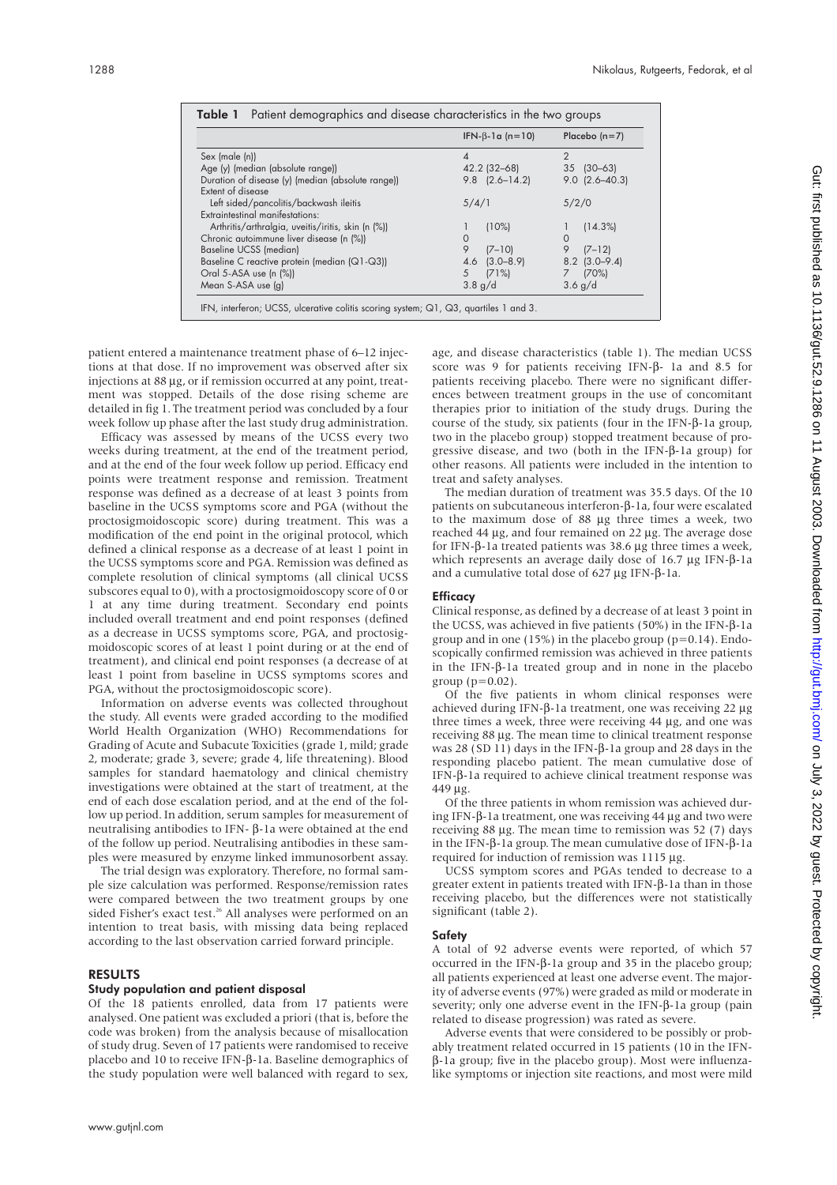**Table 1** Patient demographics and disease characteristics in the two groups

| | IFN-β-1a (n=10) | Placebo (n=7) |
|---|---|---|
| Sex (male (n)) | 4 | 2 |
| Age (y) (median (absolute range)) | 42.2 (32–68) | 35 (30–63) |
| Duration of disease (y) (median (absolute range)) | 9.8 (2.6–14.2) | 9.0 (2.6–40.3) |
| Extent of disease | | |
| Left sided/pancolitis/backwash ileitis | 5/4/1 | 5/2/0 |
| Extraintestinal manifestations: | | |
| Arthritis/arthralgia, uveitis/iritis, skin (n (%)) | 1 (10%) | 1 (14.3%) |
| Chronic autoimmune liver disease (n (%)) | 0 | 0 |
| Baseline UCSS (median) | 9 (7–10) | 9 (7–12) |
| Baseline C reactive protein (median (Q1-Q3)) | 4.6 (3.0–8.9) | 8.2 (3.0–9.4) |
| Oral 5-ASA use (n (%)) | 5 (71%) | 7 (70%) |
| Mean 5-ASA use (g) | 3.8 g/d | 3.6 g/d |

IFN, interferon; UCSS, ulcerative colitis scoring system; Q1, Q3, quartiles 1 and 3.

patient entered a maintenance treatment phase of 6–12 injections at that dose. If no improvement was observed after six injections at 88 µg, or if remission occurred at any point, treatment was stopped. Details of the dose rising scheme are detailed in fig 1. The treatment period was concluded by a four week follow up phase after the last study drug administration.

Efficacy was assessed by means of the UCSS every two weeks during treatment, at the end of the treatment period, and at the end of the four week follow up period. Efficacy end points were treatment response and remission. Treatment response was defined as a decrease of at least 3 points from baseline in the UCSS symptoms score and PGA (without the proctosigmoidoscopic score) during treatment. This was a modification of the end point in the original protocol, which defined a clinical response as a decrease of at least 1 point in the UCSS symptoms score and PGA. Remission was defined as complete resolution of clinical symptoms (all clinical UCSS subscores equal to 0), with a proctosigmoidoscopy score of 0 or 1 at any time during treatment. Secondary end points included overall treatment and end point responses (defined as a decrease in UCSS symptoms score, PGA, and proctosigmoidoscopic scores of at least 1 point during or at the end of treatment), and clinical end point responses (a decrease of at least 1 point from baseline in UCSS symptoms scores and PGA, without the proctosigmoidoscopic score).

Information on adverse events was collected throughout the study. All events were graded according to the modified World Health Organization (WHO) Recommendations for Grading of Acute and Subacute Toxicities (grade 1, mild; grade 2, moderate; grade 3, severe; grade 4, life threatening). Blood samples for standard haematology and clinical chemistry investigations were obtained at the start of treatment, at the end of each dose escalation period, and at the end of the follow up period. In addition, serum samples for measurement of neutralising antibodies to IFN- β-1a were obtained at the end of the follow up period. Neutralising antibodies in these samples were measured by enzyme linked immunosorbent assay.

The trial design was exploratory. Therefore, no formal sample size calculation was performed. Response/remission rates were compared between the two treatment groups by one sided Fisher's exact test.[26] All analyses were performed on an intention to treat basis, with missing data being replaced according to the last observation carried forward principle.

## RESULTS

### Study population and patient disposal

Of the 18 patients enrolled, data from 17 patients were analysed. One patient was excluded a priori (that is, before the code was broken) from the analysis because of misallocation of study drug. Seven of 17 patients were randomised to receive placebo and 10 to receive IFN-β-1a. Baseline demographics of the study population were well balanced with regard to sex, age, and disease characteristics (table 1). The median UCSS score was 9 for patients receiving IFN-β- 1a and 8.5 for patients receiving placebo. There were no significant differences between treatment groups in the use of concomitant therapies prior to initiation of the study drugs. During the course of the study, six patients (four in the IFN-β-1a group, two in the placebo group) stopped treatment because of progressive disease, and two (both in the IFN-β-1a group) for other reasons. All patients were included in the intention to treat and safety analyses.

The median duration of treatment was 35.5 days. Of the 10 patients on subcutaneous interferon-β-1a, four were escalated to the maximum dose of 88 µg three times a week, two reached 44 µg, and four remained on 22 µg. The average dose for IFN-β-1a treated patients was 38.6 µg three times a week, which represents an average daily dose of 16.7 µg IFN-β-1a and a cumulative total dose of 627 µg IFN-β-1a.

### Efficacy

Clinical response, as defined by a decrease of at least 3 point in the UCSS, was achieved in five patients (50%) in the IFN-β-1a group and in one (15%) in the placebo group (p=0.14). Endoscopically confirmed remission was achieved in three patients in the IFN-β-1a treated group and in none in the placebo group (p=0.02).

Of the five patients in whom clinical responses were achieved during IFN-β-1a treatment, one was receiving 22 µg three times a week, three were receiving 44 µg, and one was receiving 88 µg. The mean time to clinical treatment response was 28 (SD 11) days in the IFN-β-1a group and 28 days in the responding placebo patient. The mean cumulative dose of IFN-β-1a required to achieve clinical treatment response was 449 µg.

Of the three patients in whom remission was achieved during IFN-β-1a treatment, one was receiving 44 µg and two were receiving 88 µg. The mean time to remission was 52 (7) days in the IFN-β-1a group. The mean cumulative dose of IFN-β-1a required for induction of remission was 1115 µg.

UCSS symptom scores and PGAs tended to decrease to a greater extent in patients treated with IFN-β-1a than in those receiving placebo, but the differences were not statistically significant (table 2).

### Safety

A total of 92 adverse events were reported, of which 57 occurred in the IFN-β-1a group and 35 in the placebo group; all patients experienced at least one adverse event. The majority of adverse events (97%) were graded as mild or moderate in severity; only one adverse event in the IFN-β-1a group (pain related to disease progression) was rated as severe.

Adverse events that were considered to be possibly or probably treatment related occurred in 15 patients (10 in the IFN-β-1a group; five in the placebo group). Most were influenza-like symptoms or injection site reactions, and most were mild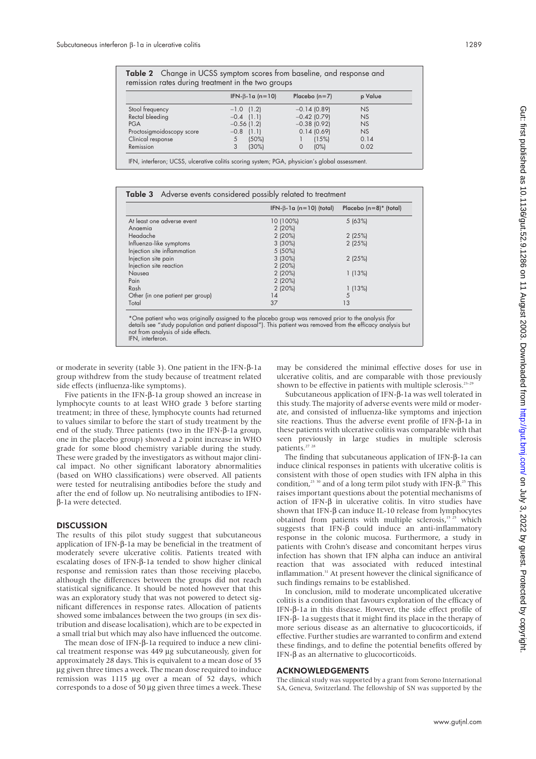**Table 2** Change in UCSS symptom scores from baseline, and response and remission rates during treatment in the two groups

| | IFN-β-1a (n=10) | Placebo (n=7) | p Value |
|---|---|---|---|
| Stool frequency | −1.0 (1.2) | −0.14 (0.89) | NS |
| Rectal bleeding | −0.4 (1.1) | −0.42 (0.79) | NS |
| PGA | −0.56 (1.2) | −0.38 (0.92) | NS |
| Proctosigmoidoscopy score | −0.8 (1.1) | 0.14 (0.69) | NS |
| Clinical response | 5 (50%) | 1 (15%) | 0.14 |
| Remission | 3 (30%) | 0 (0%) | 0.02 |

IFN, interferon; UCSS, ulcerative colitis scoring system; PGA, physician's global assessment.

**Table 3** Adverse events considered possibly related to treatment

| | IFN-β-1a (n=10) (total) | Placebo (n=8)* (total) |
|---|---|---|
| At least one adverse event | 10 (100%) | 5 (63%) |
| Anaemia | 2 (20%) | |
| Headache | 2 (20%) | 2 (25%) |
| Influenza-like symptoms | 3 (30%) | 2 (25%) |
| Injection site inflammation | 5 (50%) | |
| Injection site pain | 3 (30%) | 2 (25%) |
| Injection site reaction | 2 (20%) | |
| Nausea | 2 (20%) | 1 (13%) |
| Pain | 2 (20%) | |
| Rash | 2 (20%) | 1 (13%) |
| Other (in one patient per group) | 14 | 5 |
| Total | 37 | 13 |

*One patient who was originally assigned to the placebo group was removed prior to the analysis (for details see "study population and patient disposal"). This patient was removed from the efficacy analysis but not from analysis of side effects.
IFN, interferon.

or moderate in severity (table 3). One patient in the IFN-β-1a group withdrew from the study because of treatment related side effects (influenza-like symptoms).

Five patients in the IFN-β-1a group showed an increase in lymphocyte counts to at least WHO grade 3 before starting treatment; in three of these, lymphocyte counts had returned to values similar to before the start of study treatment by the end of the study. Three patients (two in the IFN-β-1a group, one in the placebo group) showed a 2 point increase in WHO grade for some blood chemistry variable during the study. These were graded by the investigators as without major clinical impact. No other significant laboratory abnormalities (based on WHO classifications) were observed. All patients were tested for neutralising antibodies before the study and after the end of follow up. No neutralising antibodies to IFN-β-1a were detected.

## DISCUSSION

The results of this pilot study suggest that subcutaneous application of IFN-β-1a may be beneficial in the treatment of moderately severe ulcerative colitis. Patients treated with escalating doses of IFN-β-1a tended to show higher clinical response and remission rates than those receiving placebo, although the differences between the groups did not reach statistical significance. It should be noted however that this was an exploratory study that was not powered to detect significant differences in response rates. Allocation of patients showed some imbalances between the two groups (in sex distribution and disease localisation), which are to be expected in a small trial but which may also have influenced the outcome.

The mean dose of IFN-β-1a required to induce a new clinical treatment response was 449 μg subcutaneously, given for approximately 28 days. This is equivalent to a mean dose of 35 μg given three times a week. The mean dose required to induce remission was 1115 μg over a mean of 52 days, which corresponds to a dose of 50 μg given three times a week. These may be considered the minimal effective doses for use in ulcerative colitis, and are comparable with those previously shown to be effective in patients with multiple sclerosis.[23–29]

Subcutaneous application of IFN-β-1a was well tolerated in this study. The majority of adverse events were mild or moderate, and consisted of influenza-like symptoms and injection site reactions. Thus the adverse event profile of IFN-β-1a in these patients with ulcerative colitis was comparable with that seen previously in large studies in multiple sclerosis patients.[27 28]

The finding that subcutaneous application of IFN-β-1a can induce clinical responses in patients with ulcerative colitis is consistent with those of open studies with IFN alpha in this condition,[23 30] and of a long term pilot study with IFN-β.[25] This raises important questions about the potential mechanisms of action of IFN-β in ulcerative colitis. In vitro studies have shown that IFN-β can induce IL-10 release from lymphocytes obtained from patients with multiple sclerosis,[15 25] which suggests that IFN-β could induce an anti-inflammatory response in the colonic mucosa. Furthermore, a study in patients with Crohn's disease and concomitant herpes virus infection has shown that IFN alpha can induce an antiviral reaction that was associated with reduced intestinal inflammation.[31] At present however the clinical significance of such findings remains to be established.

In conclusion, mild to moderate uncomplicated ulcerative colitis is a condition that favours exploration of the efficacy of IFN-β-1a in this disease. However, the side effect profile of IFN-β- 1a suggests that it might find its place in the therapy of more serious disease as an alternative to glucocorticoids, if effective. Further studies are warranted to confirm and extend these findings, and to define the potential benefits offered by IFN-β as an alternative to glucocorticoids.

## ACKNOWLEDGEMENTS

The clinical study was supported by a grant from Serono International SA, Geneva, Switzerland. The fellowship of SN was supported by the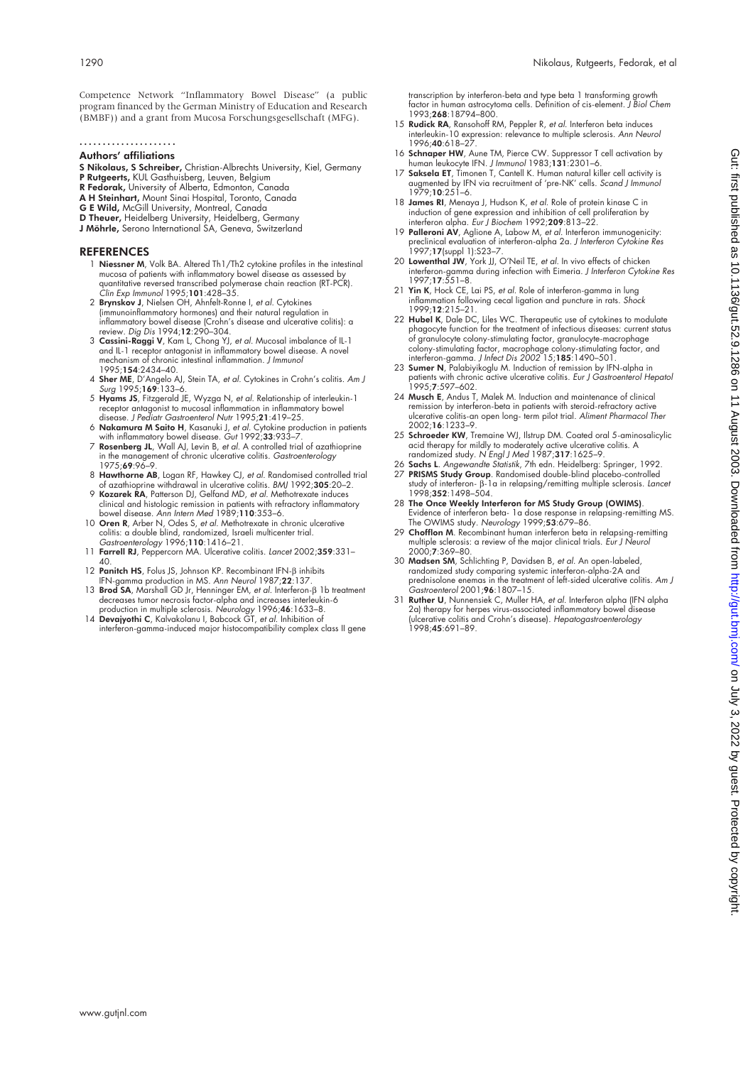Competence Network "Inflammatory Bowel Disease" (a public program financed by the German Ministry of Education and Research (BMBF)) and a grant from Mucosa Forschungsgesellschaft (MFG).

.....................

### Authors' affiliations

**S Nikolaus, S Schreiber,** Christian-Albrechts University, Kiel, Germany
**P Rutgeerts,** KUL Gasthuisberg, Leuven, Belgium
**R Fedorak,** University of Alberta, Edmonton, Canada
**A H Steinhart,** Mount Sinai Hospital, Toronto, Canada
**G E Wild,** McGill University, Montreal, Canada
**D Theuer,** Heidelberg University, Heidelberg, Germany
**J Möhrle,** Serono International SA, Geneva, Switzerland

## REFERENCES

1. **Niessner M**, Volk BA. Altered Th1/Th2 cytokine profiles in the intestinal mucosa of patients with inflammatory bowel disease as assessed by quantitative reversed transcribed polymerase chain reaction (RT-PCR). *Clin Exp Immunol* 1995;**101**:428–35.
2. **Brynskov J**, Nielsen OH, Ahnfelt-Ronne I, *et al*. Cytokines (immunoinflammatory hormones) and their natural regulation in inflammatory bowel disease (Crohn's disease and ulcerative colitis): a review. *Dig Dis* 1994;**12**:290–304.
3. **Cassini-Raggi V**, Kam L, Chong YJ, *et al*. Mucosal imbalance of IL-1 and IL-1 receptor antagonist in inflammatory bowel disease. A novel mechanism of chronic intestinal inflammation. *J Immunol* 1995;**154**:2434–40.
4. **Sher ME**, D'Angelo AJ, Stein TA, *et al*. Cytokines in Crohn's colitis. *Am J Surg* 1995;**169**:133–6.
5. **Hyams JS**, Fitzgerald JE, Wyzga N, *et al*. Relationship of interleukin-1 receptor antagonist to mucosal inflammation in inflammatory bowel disease. *J Pediatr Gastroenterol Nutr* 1995;**21**:419–25.
6. **Nakamura M Saito H**, Kasanuki J, *et al*. Cytokine production in patients with inflammatory bowel disease. *Gut* 1992;**33**:933–7.
7. **Rosenberg JL**, Wall AJ, Levin B, *et al*. A controlled trial of azathioprine in the management of chronic ulcerative colitis. *Gastroenterology* 1975;**69**:96–9.
8. **Hawthorne AB**, Logan RF, Hawkey CJ, *et al*. Randomised controlled trial of azathioprine withdrawal in ulcerative colitis. *BMJ* 1992;**305**:20–2.
9. **Kozarek RA**, Patterson DJ, Gelfand MD, *et al*. Methotrexate induces clinical and histologic remission in patients with refractory inflammatory bowel disease. *Ann Intern Med* 1989;**110**:353–6.
10. **Oren R**, Arber N, Odes S, *et al*. Methotrexate in chronic ulcerative colitis: a double blind, randomized, Israeli multicenter trial. *Gastroenterology* 1996;**110**:1416–21.
11. **Farrell RJ**, Peppercorn MA. Ulcerative colitis. *Lancet* 2002;**359**:331–40.
12. **Panitch HS**, Folus JS, Johnson KP. Recombinant IFN-β inhibits IFN-gamma production in MS. *Ann Neurol* 1987;**22**:137.
13. **Brod SA**, Marshall GD Jr, Henninger EM, *et al*. Interferon-β 1b treatment decreases tumor necrosis factor-alpha and increases interleukin-6 production in multiple sclerosis. *Neurology* 1996;**46**:1633–8.
14. **Devajyothi C**, Kalvakolanu I, Babcock GT, *et al*. Inhibition of interferon-gamma-induced major histocompatibility complex class II gene transcription by interferon-beta and type beta 1 transforming growth factor in human astrocytoma cells. Definition of cis-element. *J Biol Chem* 1993;**268**:18794–800.
15. **Rudick RA**, Ransohoff RM, Peppler R, *et al*. Interferon beta induces interleukin-10 expression: relevance to multiple sclerosis. *Ann Neurol* 1996;**40**:618–27.
16. **Schnaper HW**, Aune TM, Pierce CW. Suppressor T cell activation by human leukocyte IFN. *J Immunol* 1983;**131**:2301–6.
17. **Saksela ET**, Timonen T, Cantell K. Human natural killer cell activity is augmented by IFN via recruitment of 'pre-NK' cells. *Scand J Immunol* 1979;**10**:251–6.
18. **James RI**, Menaya J, Hudson K, *et al*. Role of protein kinase C in induction of gene expression and inhibition of cell proliferation by interferon alpha. *Eur J Biochem* 1992;**209**:813–22.
19. **Palleroni AV**, Aglione A, Labow M, *et al*. Interferon immunogenicity: preclinical evaluation of interferon-alpha 2a. *J Interferon Cytokine Res* 1997;**17**(suppl 1):S23–7.
20. **Lowenthal JW**, York JJ, O'Neil TE, *et al*. In vivo effects of chicken interferon-gamma during infection with Eimeria. *J Interferon Cytokine Res* 1997;**17**:551–8.
21. **Yin K**, Hock CE, Lai PS, *et al*. Role of interferon-gamma in lung inflammation following cecal ligation and puncture in rats. *Shock* 1999;**12**:215–21.
22. **Hubel K**, Dale DC, Liles WC. Therapeutic use of cytokines to modulate phagocyte function for the treatment of infectious diseases: current status of granulocyte colony-stimulating factor, granulocyte-macrophage colony-stimulating factor, macrophage colony-stimulating factor, and interferon-gamma. *J Infect Dis 2002* 15;**185**:1490–501.
23. **Sumer N**, Palabiyikoglu M. Induction of remission by IFN-alpha in patients with chronic active ulcerative colitis. *Eur J Gastroenterol Hepatol* 1995;**7**:597–602.
24. **Musch E**, Andus T, Malek M. Induction and maintenance of clinical remission by interferon-beta in patients with steroid-refractory active ulcerative colitis-an open long- term pilot trial. *Aliment Pharmacol Ther* 2002;**16**:1233–9.
25. **Schroeder KW**, Tremaine WJ, Ilstrup DM. Coated oral 5-aminosalicylic acid therapy for mildly to moderately active ulcerative colitis. A randomized study. *N Engl J Med* 1987;**317**:1625–9.
26. **Sachs L**. *Angewandte Statistik*, 7th edn. Heidelberg: Springer, 1992.
27. **PRISMS Study Group**. Randomised double-blind placebo-controlled study of interferon- β-1a in relapsing/remitting multiple sclerosis. *Lancet* 1998;**352**:1498–504.
28. **The Once Weekly Interferon for MS Study Group (OWIMS)**. Evidence of interferon beta- 1a dose response in relapsing-remitting MS. The OWIMS study. *Neurology* 1999;**53**:679–86.
29. **Chofflon M**. Recombinant human interferon beta in relapsing-remitting multiple sclerosis: a review of the major clinical trials. *Eur J Neurol* 2000;**7**:369–80.
30. **Madsen SM**, Schlichting P, Davidsen B, *et al*. An open-labeled, randomized study comparing systemic interferon-alpha-2A and prednisolone enemas in the treatment of left-sided ulcerative colitis. *Am J Gastroenterol* 2001;**96**:1807–15.
31. **Ruther U**, Nunnensiek C, Muller HA, *et al*. Interferon alpha (IFN alpha 2a) therapy for herpes virus-associated inflammatory bowel disease (ulcerative colitis and Crohn's disease). *Hepatogastroenterology* 1998;**45**:691–89.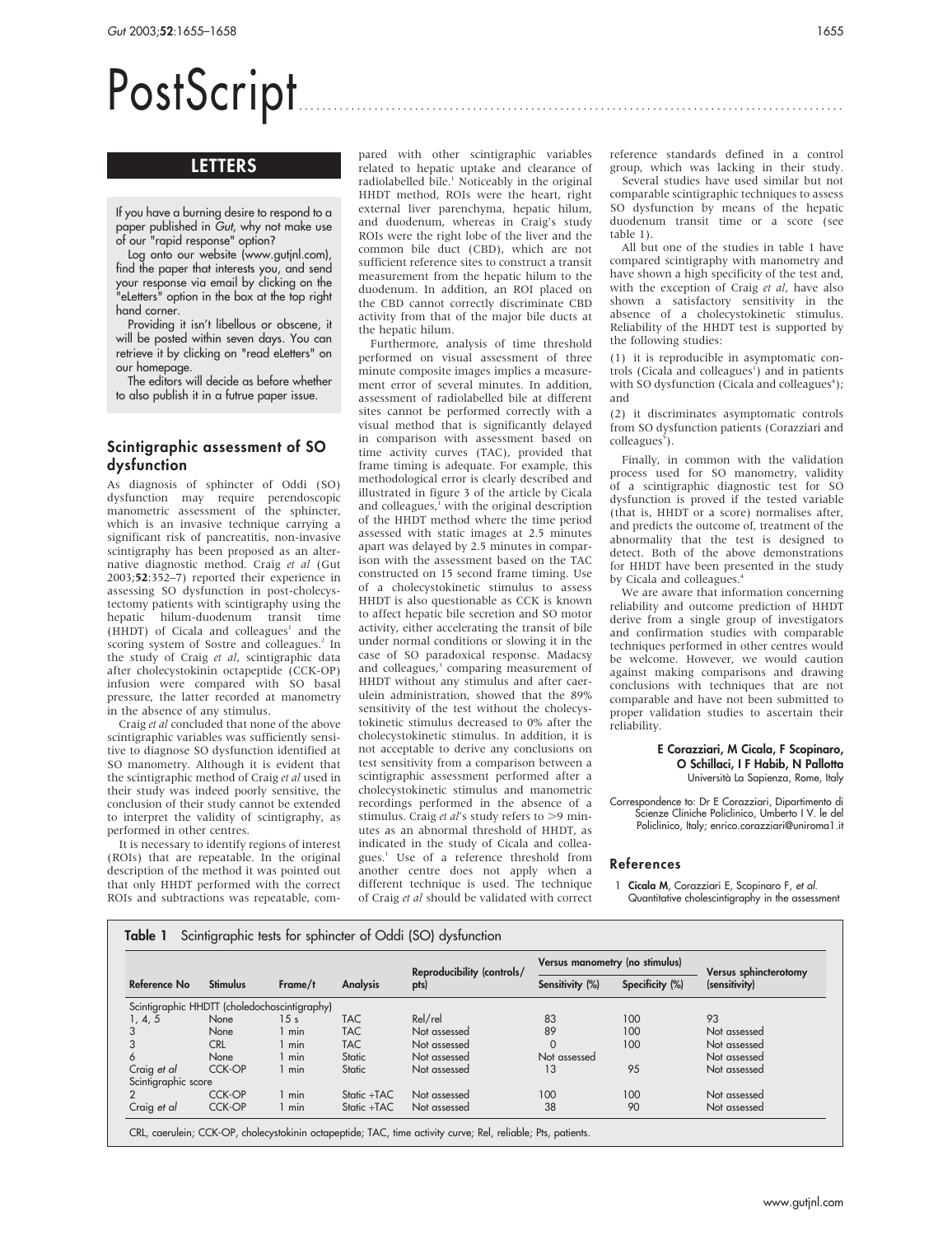# PostScript

## LETTERS

If you have a burning desire to respond to a paper published in *Gut*, why not make use of our "rapid response" option?

Log onto our website (www.gutjnl.com), find the paper that interests you, and send your response via email by clicking on the "eLetters" option in the box at the top right hand corner.

Providing it isn't libellous or obscene, it will be posted within seven days. You can retrieve it by clicking on "read eLetters" on our homepage.

The editors will decide as before whether to also publish it in a futrue paper issue.

### Scintigraphic assessment of SO dysfunction

As diagnosis of sphincter of Oddi (SO) dysfunction may require perendoscopic manometric assessment of the sphincter, which is an invasive technique carrying a significant risk of pancreatitis, non-invasive scintigraphy has been proposed as an alternative diagnostic method. Craig *et al* (Gut 2003;**52**:352–7) reported their experience in assessing SO dysfunction in post-cholecystectomy patients with scintigraphy using the hepatic hilum-duodenum transit time (HHDT) of Cicala and colleagues[1] and the scoring system of Sostre and colleagues.[2] In the study of Craig *et al*, scintigraphic data after cholecystokinin octapeptide (CCK-OP) infusion were compared with SO basal pressure, the latter recorded at manometry in the absence of any stimulus.

Craig *et al* concluded that none of the above scintigraphic variables was sufficiently sensitive to diagnose SO dysfunction identified at SO manometry. Although it is evident that the scintigraphic method of Craig *et al* used in their study was indeed poorly sensitive, the conclusion of their study cannot be extended to interpret the validity of scintigraphy, as performed in other centres.

It is necessary to identify regions of interest (ROIs) that are repeatable. In the original description of the method it was pointed out that only HHDT performed with the correct ROIs and subtractions was repeatable, compared with other scintigraphic variables related to hepatic uptake and clearance of radiolabelled bile.[1] Noticeably in the original HHDT method, ROIs were the heart, right external liver parenchyma, hepatic hilum, and duodenum, whereas in Craig's study ROIs were the right lobe of the liver and the common bile duct (CBD), which are not sufficient reference sites to construct a transit measurement from the hepatic hilum to the duodenum. In addition, an ROI placed on the CBD cannot correctly discriminate CBD activity from that of the major bile ducts at the hepatic hilum.

Furthermore, analysis of time threshold performed on visual assessment of three minute composite images implies a measurement error of several minutes. In addition, assessment of radiolabelled bile at different sites cannot be performed correctly with a visual method that is significantly delayed in comparison with assessment based on time activity curves (TAC), provided that frame timing is adequate. For example, this methodological error is clearly described and illustrated in figure 3 of the article by Cicala and colleagues,[1] with the original description of the HHDT method where the time period assessed with static images at 2.5 minutes apart was delayed by 2.5 minutes in comparison with the assessment based on the TAC constructed on 15 second frame timing. Use of a cholecystokinetic stimulus to assess HHDT is also questionable as CCK is known to affect hepatic bile secretion and SO motor activity, either accelerating the transit of bile under normal conditions or slowing it in the case of SO paradoxical response. Madacsy and colleagues,[3] comparing measurement of HHDT without any stimulus and after caerulein administration, showed that the 89% sensitivity of the test without the cholecystokinetic stimulus decreased to 0% after the cholecystokinetic stimulus. In addition, it is not acceptable to derive any conclusions on test sensitivity from a comparison between a scintigraphic assessment performed after a cholecystokinetic stimulus and manometric recordings performed in the absence of a stimulus. Craig *et al*'s study refers to >9 minutes as an abnormal threshold of HHDT, as indicated in the study of Cicala and colleagues.[1] Use of a reference threshold from another centre does not apply when a different technique is used. The technique of Craig *et al* should be validated with correct reference standards defined in a control group, which was lacking in their study.

Several studies have used similar but not comparable scintigraphic techniques to assess SO dysfunction by means of the hepatic duodenum transit time or a score (see table 1).

All but one of the studies in table 1 have compared scintigraphy with manometry and have shown a high specificity of the test and, with the exception of Craig *et al*, have also shown a satisfactory sensitivity in the absence of a cholecystokinetic stimulus. Reliability of the HHDT test is supported by the following studies:

(1) it is reproducible in asymptomatic controls (Cicala and colleagues[1]) and in patients with SO dysfunction (Cicala and colleagues[4]); and

(2) it discriminates asymptomatic controls from SO dysfunction patients (Corazziari and colleagues[5]).

Finally, in common with the validation process used for SO manometry, validity of a scintigraphic diagnostic test for SO dysfunction is proved if the tested variable (that is, HHDT or a score) normalises after, and predicts the outcome of, treatment of the abnormality that the test is designed to detect. Both of the above demonstrations for HHDT have been presented in the study by Cicala and colleagues.[4]

We are aware that information concerning reliability and outcome prediction of HHDT derive from a single group of investigators and confirmation studies with comparable techniques performed in other centres would be welcome. However, we would caution against making comparisons and drawing conclusions with techniques that are not comparable and have not been submitted to proper validation studies to ascertain their reliability.

**E Corazziari, M Cicala, F Scopinaro, O Schillaci, I F Habib, N Pallotta**
Università La Sapienza, Rome, Italy

Correspondence to: Dr E Corazziari, Dipartimento di Scienze Cliniche Policlinico, Umberto I V. le del Policlinico, Italy; enrico.corazziari@uniroma1.it

**Table 1** Scintigraphic tests for sphincter of Oddi (SO) dysfunction

| Reference No | Stimulus | Frame/t | Analysis | Reproducibility (controls/pts) | Versus manometry (no stimulus) | | Versus sphincterotomy (sensitivity) |
|---|---|---|---|---|---|---|---|
| | | | | | Sensitivity (%) | Specificity (%) | |
| Scintigraphic HHDT (choledochoscintigraphy) | | | | | | | |
| 1, 4, 5 | None | 15 s | TAC | Rel/rel | 83 | 100 | 93 |
| 3 | None | 1 min | TAC | Not assessed | 89 | 100 | Not assessed |
| 3 | CRL | 1 min | TAC | Not assessed | 0 | 100 | Not assessed |
| 6 | None | 1 min | Static | Not assessed | Not assessed | | Not assessed |
| Craig *et al* | CCK-OP | 1 min | Static | Not assessed | 13 | 95 | Not assessed |
| Scintigraphic score | | | | | | | |
| 2 | CCK-OP | 1 min | Static +TAC | Not assessed | 100 | 100 | Not assessed |
| Craig *et al* | CCK-OP | 1 min | Static +TAC | Not assessed | 38 | 90 | Not assessed |

CRL, caerulein; CCK-OP, cholecystokinin octapeptide; TAC, time activity curve; Rel, reliable; Pts, patients.

### References

1 **Cicala M**, Corazziari E, Scopinaro F, *et al*. Quantitative cholescintigraphy in the assessment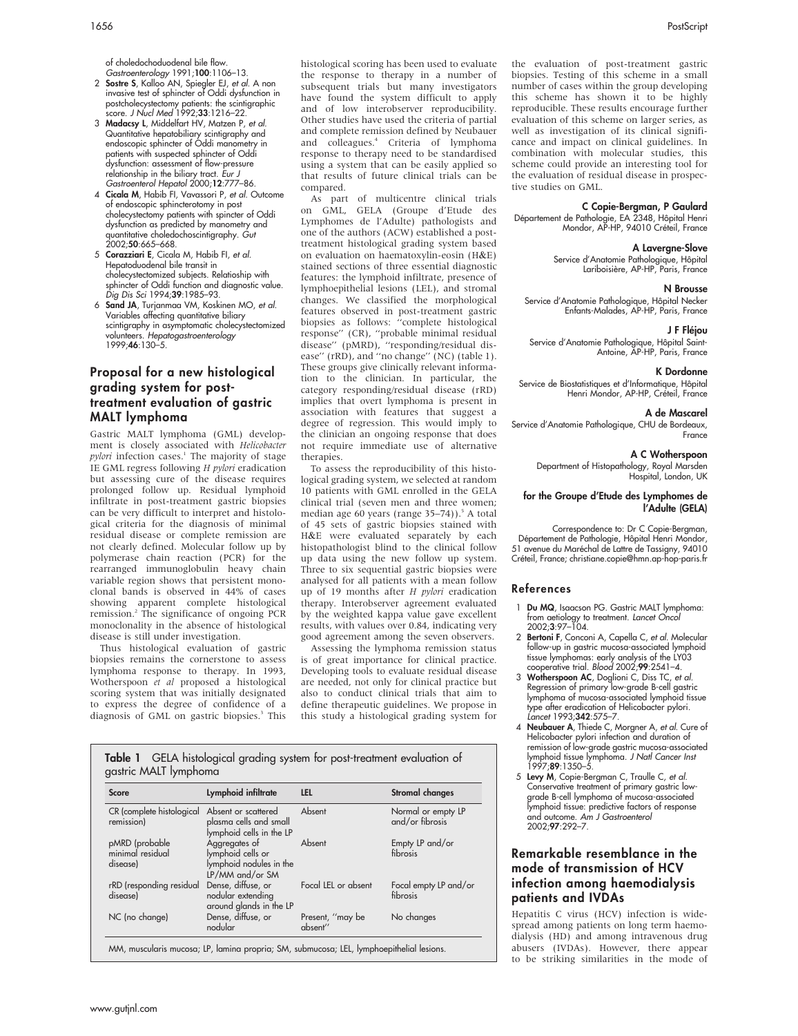of choledochoduodenal bile flow. *Gastroenterology* 1991;**100**:1106–13.

2 **Sostre S**, Kalloo AN, Spiegler EJ, *et al*. A non invasive test of sphincter of Oddi dysfunction in postcholecystectomy patients: the scintigraphic score. *J Nucl Med* 1992;**33**:1216–22.

3 **Madacsy L**, Middelfart HV, Matzen P, *et al*. Quantitative hepatobiliary scintigraphy and endoscopic sphincter of Oddi manometry in patients with suspected sphincter of Oddi dysfunction: assessment of flow-pressure relationship in the biliary tract. *Eur J Gastroenterol Hepatol* 2000;**12**:777–86.

4 **Cicala M**, Habib FI, Vavassori P, *et al*. Outcome of endoscopic sphincterotomy in post cholecystectomy patients with sphincter of Oddi dysfunction as predicted by manometry and quantitative choledochoscintigraphy. *Gut* 2002;**50**:665–668.

5 **Corazziari E**, Cicala M, Habib FI, *et al*. Hepatoduodenal bile transit in cholecystectomized subjects. Relatioship with sphincter of Oddi function and diagnostic value. *Dig Dis Sci* 1994;**39**:1985–93.

6 **Sand JA**, Turjanmaa VM, Koskinen MO, *et al*. Variables affecting quantitative biliary scintigraphy in asymptomatic cholecystectomized volunteers. *Hepatogastroenterology* 1999;**46**:130–5.

## Proposal for a new histological grading system for post-treatment evaluation of gastric MALT lymphoma

Gastric MALT lymphoma (GML) development is closely associated with *Helicobacter pylori* infection cases.[1] The majority of stage IE GML regress following *H pylori* eradication but assessing cure of the disease requires prolonged follow up. Residual lymphoid infiltrate in post-treatment gastric biopsies can be very difficult to interpret and histological criteria for the diagnosis of minimal residual disease or complete remission are not clearly defined. Molecular follow up by polymerase chain reaction (PCR) for the rearranged immunoglobulin heavy chain variable region shows that persistent monoclonal bands is observed in 44% of cases showing apparent complete histological remission.[2] The significance of ongoing PCR monoclonality in the absence of histological disease is still under investigation.

Thus histological evaluation of gastric biopsies remains the cornerstone to assess lymphoma response to therapy. In 1993, Wotherspoon *et al* proposed a histological scoring system that was initially designated to express the degree of confidence of a diagnosis of GML on gastric biopsies.[3] This histological scoring has been used to evaluate the response to therapy in a number of subsequent trials but many investigators have found the system difficult to apply and of low interobserver reproducibility. Other studies have used the criteria of partial and complete remission defined by Neubauer and colleagues.[4] Criteria of lymphoma response to therapy need to be standardised using a system that can be easily applied so that results of future clinical trials can be compared.

As part of multicentre clinical trials on GML, GELA (Groupe d'Etude des Lymphomes de l'Adulte) pathologists and one of the authors (ACW) established a post-treatment histological grading system based on evaluation on haematoxylin-eosin (H&E) stained sections of three essential diagnostic features: the lymphoid infiltrate, presence of lymphoepithelial lesions (LEL), and stromal changes. We classified the morphological features observed in post-treatment gastric biopsies as follows: "complete histological response" (CR), "probable minimal residual disease" (pMRD), "responding/residual disease" (rRD), and "no change" (NC) (table 1). These groups give clinically relevant information to the clinician. In particular, the category responding/residual disease (rRD) implies that overt lymphoma is present in association with features that suggest a degree of regression. This would imply to the clinician an ongoing response that does not require immediate use of alternative therapies.

To assess the reproducibility of this histological grading system, we selected at random 10 patients with GML enrolled in the GELA clinical trial (seven men and three women; median age 60 years (range 35–74)).[5] A total of 45 sets of gastric biopsies stained with H&E were evaluated separately by each histopathologist blind to the clinical follow up data using the new follow up system. Three to six sequential gastric biopsies were analysed for all patients with a mean follow up of 19 months after *H pylori* eradication therapy. Interobserver agreement evaluated by the weighted kappa value gave excellent results, with values over 0.84, indicating very good agreement among the seven observers.

Assessing the lymphoma remission status is of great importance for clinical practice. Developing tools to evaluate residual disease are needed, not only for clinical practice but also to conduct clinical trials that aim to define therapeutic guidelines. We propose in this study a histological grading system for the evaluation of post-treatment gastric biopsies. Testing of this scheme in a small number of cases within the group developing this scheme has shown it to be highly reproducible. These results encourage further evaluation of this scheme on larger series, as well as investigation of its clinical significance and impact on clinical guidelines. In combination with molecular studies, this scheme could provide an interesting tool for the evaluation of residual disease in prospective studies on GML.

**Table 1** GELA histological grading system for post-treatment evaluation of gastric MALT lymphoma

| Score | Lymphoid infiltrate | LEL | Stromal changes |
|---|---|---|---|
| CR (complete histological remission) | Absent or scattered plasma cells and small lymphoid cells in the LP | Absent | Normal or empty LP and/or fibrosis |
| pMRD (probable minimal residual disease) | Aggregates of lymphoid cells or lymphoid nodules in the LP/MM and/or SM | Absent | Empty LP and/or fibrosis |
| rRD (responding residual disease) | Dense, diffuse, or nodular extending around glands in the LP | Focal LEL or absent | Focal empty LP and/or fibrosis |
| NC (no change) | Dense, diffuse, or nodular | Present, "may be absent" | No changes |

MM, muscularis mucosa; LP, lamina propria; SM, submucosa; LEL, lymphoepithelial lesions.

**C Copie-Bergman, P Gaulard**
Département de Pathologie, EA 2348, Hôpital Henri Mondor, AP-HP, 94010 Créteil, France

**A Lavergne-Slove**
Service d'Anatomie Pathologique, Hôpital Lariboisière, AP-HP, Paris, France

**N Brousse**
Service d'Anatomie Pathologique, Hôpital Necker Enfants-Malades, AP-HP, Paris, France

**J F Fléjou**
Service d'Anatomie Pathologique, Hôpital Saint-Antoine, AP-HP, Paris, France

**K Dordonne**
Service de Biostatistiques et d'Informatique, Hôpital Henri Mondor, AP-HP, Créteil, France

**A de Mascarel**
Service d'Anatomie Pathologique, CHU de Bordeaux, France

**A C Wotherspoon**
Department of Histopathology, Royal Marsden Hospital, London, UK

**for the Groupe d'Etude des Lymphomes de l'Adulte (GELA)**

Correspondence to: Dr C Copie-Bergman, Département de Pathologie, Hôpital Henri Mondor, 51 avenue du Maréchal de Lattre de Tassigny, 94010 Créteil, France; christiane.copie@hmn.ap-hop-paris.fr

### References

1 **Du MQ**, Isaacson PG. Gastric MALT lymphoma: from aetiology to treatment. *Lancet Oncol* 2002;**3**:97–104.

2 **Bertoni F**, Conconi A, Capella C, *et al*. Molecular follow-up in gastric mucosa-associated lymphoid tissue lymphomas: early analysis of the LY03 cooperative trial. *Blood* 2002;**99**:2541–4.

3 **Wotherspoon AC**, Doglioni C, Diss TC, *et al*. Regression of primary low-grade B-cell gastric lymphoma of mucosa-associated lymphoid tissue type after eradication of Helicobacter pylori. *Lancet* 1993;**342**:575–7.

4 **Neubauer A**, Thiede C, Morgner A, *et al*. Cure of Helicobacter pylori infection and duration of remission of low-grade gastric mucosa-associated lymphoid tissue lymphoma. *J Natl Cancer Inst* 1997;**89**:1350–5.

5 **Levy M**, Copie-Bergman C, Traulle C, *et al*. Conservative treatment of primary gastric low-grade B-cell lymphoma of mucosa-associated lymphoid tissue: predictive factors of response and outcome. *Am J Gastroenterol* 2002;**97**:292–7.

## Remarkable resemblance in the mode of transmission of HCV infection among haemodialysis patients and IVDAs

Hepatitis C virus (HCV) infection is widespread among patients on long term haemodialysis (HD) and among intravenous drug abusers (IVDAs). However, there appear to be striking similarities in the mode of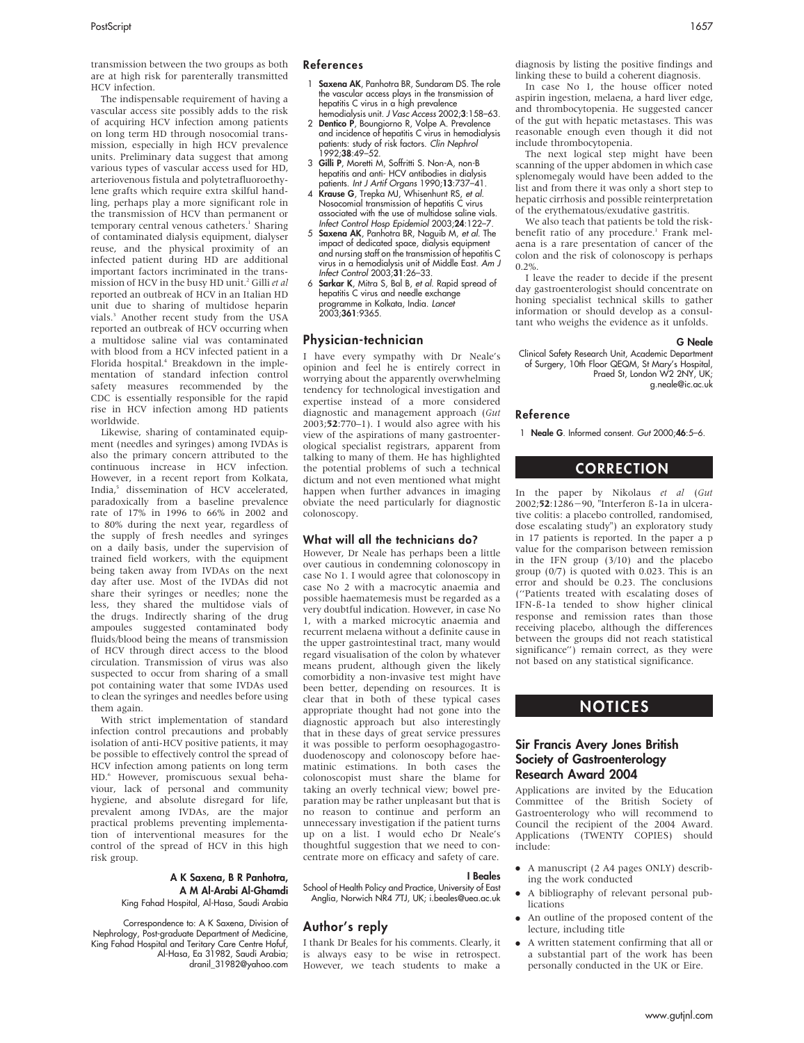transmission between the two groups as both are at high risk for parenterally transmitted HCV infection.

The indispensable requirement of having a vascular access site possibly adds to the risk of acquiring HCV infection among patients on long term HD through nosocomial transmission, especially in high HCV prevalence units. Preliminary data suggest that among various types of vascular access used for HD, arteriovenous fistula and polytetrafluoroethylene grafts which require extra skilful handling, perhaps play a more significant role in the transmission of HCV than permanent or temporary central venous catheters.[1] Sharing of contaminated dialysis equipment, dialyser reuse, and the physical proximity of an infected patient during HD are additional important factors incriminated in the transmission of HCV in the busy HD unit.[2] Gilli *et al* reported an outbreak of HCV in an Italian HD unit due to sharing of multidose heparin vials.[3] Another recent study from the USA reported an outbreak of HCV occurring when a multidose saline vial was contaminated with blood from a HCV infected patient in a Florida hospital.[4] Breakdown in the implementation of standard infection control safety measures recommended by the CDC is essentially responsible for the rapid rise in HCV infection among HD patients worldwide.

Likewise, sharing of contaminated equipment (needles and syringes) among IVDAs is also the primary concern attributed to the continuous increase in HCV infection. However, in a recent report from Kolkata, India,[5] dissemination of HCV accelerated, paradoxically from a baseline prevalence rate of 17% in 1996 to 66% in 2002 and to 80% during the next year, regardless of the supply of fresh needles and syringes on a daily basis, under the supervision of trained field workers, with the equipment being taken away from IVDAs on the next day after use. Most of the IVDAs did not share their syringes or needles; none the less, they shared the multidose vials of the drugs. Indirectly sharing of the drug ampoules suggested contaminated body fluids/blood being the means of transmission of HCV through direct access to the blood circulation. Transmission of virus was also suspected to occur from sharing of a small pot containing water that some IVDAs used to clean the syringes and needles before using them again.

With strict implementation of standard infection control precautions and probably isolation of anti-HCV positive patients, it may be possible to effectively control the spread of HCV infection among patients on long term HD.[6] However, promiscuous sexual behaviour, lack of personal and community hygiene, and absolute disregard for life, prevalent among IVDAs, are the major practical problems preventing implementation of interventional measures for the control of the spread of HCV in this high risk group.

**A K Saxena, B R Panhotra, A M Al-Arabi Al-Ghamdi**
King Fahad Hospital, Al-Hasa, Saudi Arabia

Correspondence to: A K Saxena, Division of Nephrology, Post-graduate Department of Medicine, King Fahad Hospital and Teritary Care Centre Hofuf, Al-Hasa, Ea 31982, Saudi Arabia; dranil_31982@yahoo.com

### References

1. **Saxena AK**, Panhotra BR, Sundaram DS. The role the vascular access plays in the transmission of hepatitis C virus in a high prevalence hemodialysis unit. *J Vasc Access* 2002;**3**:158–63.
2. **Dentico P**, Boungiorno R, Volpe A. Prevalence and incidence of hepatitis C virus in hemodialysis patients: study of risk factors. *Clin Nephrol* 1992;**38**:49–52.
3. **Gilli P**, Moretti M, Soffritti S. Non-A, non-B hepatitis and anti- HCV antibodies in dialysis patients. *Int J Artif Organs* 1990;**13**:737–41.
4. **Krause G**, Trepka MJ, Whisenhunt RS, *et al*. Nosocomial transmission of hepatitis C virus associated with the use of multidose saline vials. *Infect Control Hosp Epidemiol* 2003;**24**:122–7.
5. **Saxena AK**, Panhotra BR, Naguib M, *et al*. The impact of dedicated space, dialysis equipment and nursing staff on the transmission of hepatitis C virus in a hemodialysis unit of Middle East. *Am J Infect Control* 2003;**31**:26–33.
6. **Sarkar K**, Mitra S, Bal B, *et al*. Rapid spread of hepatitis C virus and needle exchange programme in Kolkata, India. *Lancet* 2003;**361**:9365.

## Physician-technician

I have every sympathy with Dr Neale's opinion and feel he is entirely correct in worrying about the apparently overwhelming tendency for technological investigation and expertise instead of a more considered diagnostic and management approach (*Gut* 2003;**52**:770–1). I would also agree with his view of the aspirations of many gastroenterological specialist registrars, apparent from talking to many of them. He has highlighted the potential problems of such a technical dictum and not even mentioned what might happen when further advances in imaging obviate the need particularly for diagnostic colonoscopy.

### What will all the technicians do?

However, Dr Neale has perhaps been a little over cautious in condemning colonoscopy in case No 1. I would agree that colonoscopy in case No 2 with a macrocytic anaemia and possible haematemesis must be regarded as a very doubtful indication. However, in case No 1, with a marked microcytic anaemia and recurrent melaena without a definite cause in the upper gastrointestinal tract, many would regard visualisation of the colon by whatever means prudent, although given the likely comorbidity a non-invasive test might have been better, depending on resources. It is clear that in both of these typical cases appropriate thought had not gone into the diagnostic approach but also interestingly that in these days of great service pressures it was possible to perform oesophagogastroduodenoscopy and colonoscopy before haematinic estimations. In both cases the colonoscopist must share the blame for taking an overly technical view; bowel preparation may be rather unpleasant but that is no reason to continue and perform an unnecessary investigation if the patient turns up on a list. I would echo Dr Neale's thoughtful suggestion that we need to concentrate more on efficacy and safety of care.

**I Beales**
School of Health Policy and Practice, University of East Anglia, Norwich NR4 7TJ, UK; i.beales@uea.ac.uk

## Author's reply

I thank Dr Beales for his comments. Clearly, it is always easy to be wise in retrospect. However, we teach students to make a diagnosis by listing the positive findings and linking these to build a coherent diagnosis.

In case No 1, the house officer noted aspirin ingestion, melaena, a hard liver edge, and thrombocytopenia. He suggested cancer of the gut with hepatic metastases. This was reasonable enough even though it did not include thrombocytopenia.

The next logical step might have been scanning of the upper abdomen in which case splenomegaly would have been added to the list and from there it was only a short step to hepatic cirrhosis and possible reinterpretation of the erythematous/exudative gastritis.

We also teach that patients be told the risk-benefit ratio of any procedure.[1] Frank melaena is a rare presentation of cancer of the colon and the risk of colonoscopy is perhaps 0.2%.

I leave the reader to decide if the present day gastroenterologist should concentrate on honing specialist technical skills to gather information or should develop as a consultant who weighs the evidence as it unfolds.

**G Neale**
Clinical Safety Research Unit, Academic Department of Surgery, 10th Floor QEQM, St Mary's Hospital, Praed St, London W2 2NY, UK; g.neale@ic.ac.uk

### Reference

1. **Neale G**. Informed consent. *Gut* 2000;**46**:5–6.

# CORRECTION

In the paper by Nikolaus *et al* (*Gut* 2002;**52**:1286–90, "Interferon ß-1a in ulcerative colitis: a placebo controlled, randomised, dose escalating study") an exploratory study in 17 patients is reported. In the paper a p value for the comparison between remission in the IFN group (3/10) and the placebo group (0/7) is quoted with 0.023. This is an error and should be 0.23. The conclusions ("Patients treated with escalating doses of IFN-ß-1a tended to show higher clinical response and remission rates than those receiving placebo, although the differences between the groups did not reach statistical significance") remain correct, as they were not based on any statistical significance.

# NOTICES

## Sir Francis Avery Jones British Society of Gastroenterology Research Award 2004

Applications are invited by the Education Committee of the British Society of Gastroenterology who will recommend to Council the recipient of the 2004 Award. Applications (TWENTY COPIES) should include:

- A manuscript (2 A4 pages ONLY) describing the work conducted
- A bibliography of relevant personal publications
- An outline of the proposed content of the lecture, including title
- A written statement confirming that all or a substantial part of the work has been personally conducted in the UK or Eire.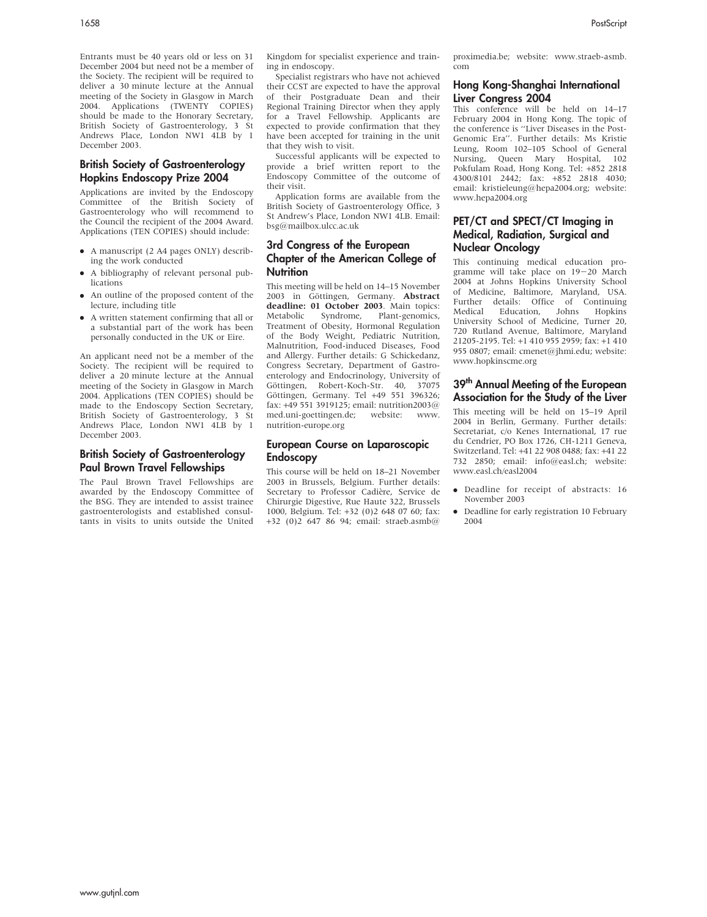Entrants must be 40 years old or less on 31 December 2004 but need not be a member of the Society. The recipient will be required to deliver a 30 minute lecture at the Annual meeting of the Society in Glasgow in March 2004. Applications (TWENTY COPIES) should be made to the Honorary Secretary, British Society of Gastroenterology, 3 St Andrews Place, London NW1 4LB by 1 December 2003.

## British Society of Gastroenterology Hopkins Endoscopy Prize 2004

Applications are invited by the Endoscopy Committee of the British Society of Gastroenterology who will recommend to the Council the recipient of the 2004 Award. Applications (TEN COPIES) should include:

- A manuscript (2 A4 pages ONLY) describing the work conducted
- A bibliography of relevant personal publications
- An outline of the proposed content of the lecture, including title
- A written statement confirming that all or a substantial part of the work has been personally conducted in the UK or Eire.

An applicant need not be a member of the Society. The recipient will be required to deliver a 20 minute lecture at the Annual meeting of the Society in Glasgow in March 2004. Applications (TEN COPIES) should be made to the Endoscopy Section Secretary, British Society of Gastroenterology, 3 St Andrews Place, London NW1 4LB by 1 December 2003.

## British Society of Gastroenterology Paul Brown Travel Fellowships

The Paul Brown Travel Fellowships are awarded by the Endoscopy Committee of the BSG. They are intended to assist trainee gastroenterologists and established consultants in visits to units outside the United Kingdom for specialist experience and training in endoscopy.

Specialist registrars who have not achieved their CCST are expected to have the approval of their Postgraduate Dean and their Regional Training Director when they apply for a Travel Fellowship. Applicants are expected to provide confirmation that they have been accepted for training in the unit that they wish to visit.

Successful applicants will be expected to provide a brief written report to the Endoscopy Committee of the outcome of their visit.

Application forms are available from the British Society of Gastroenterology Office, 3 St Andrew's Place, London NW1 4LB. Email: bsg@mailbox.ulcc.ac.uk

## 3rd Congress of the European Chapter of the American College of Nutrition

This meeting will be held on 14–15 November 2003 in Göttingen, Germany. **Abstract deadline: 01 October 2003**. Main topics: Metabolic Syndrome, Plant-genomics, Treatment of Obesity, Hormonal Regulation of the Body Weight, Pediatric Nutrition, Malnutrition, Food-induced Diseases, Food and Allergy. Further details: G Schickedanz, Congress Secretary, Department of Gastroenterology and Endocrinology, University of Göttingen, Robert-Koch-Str. 40, 37075 Göttingen, Germany. Tel +49 551 396326; fax: +49 551 3919125; email: nutrition2003@med.uni-goettingen.de; website: www.nutrition-europe.org

## European Course on Laparoscopic Endoscopy

This course will be held on 18–21 November 2003 in Brussels, Belgium. Further details: Secretary to Professor Cadière, Service de Chirurgie Digestive, Rue Haute 322, Brussels 1000, Belgium. Tel: +32 (0)2 648 07 60; fax: +32 (0)2 647 86 94; email: straeb.asmb@proximedia.be; website: www.straeb-asmb.com

## Hong Kong-Shanghai International Liver Congress 2004

This conference will be held on 14–17 February 2004 in Hong Kong. The topic of the conference is "Liver Diseases in the Post-Genomic Era". Further details: Ms Kristie Leung, Room 102–105 School of General Nursing, Queen Mary Hospital, 102 Pokfulam Road, Hong Kong. Tel: +852 2818 4300/8101 2442; fax: +852 2818 4030; email: kristieleung@hepa2004.org; website: www.hepa2004.org

## PET/CT and SPECT/CT Imaging in Medical, Radiation, Surgical and Nuclear Oncology

This continuing medical education programme will take place on 19–20 March 2004 at Johns Hopkins University School of Medicine, Baltimore, Maryland, USA. Further details: Office of Continuing Medical Education, Johns Hopkins University School of Medicine, Turner 20, 720 Rutland Avenue, Baltimore, Maryland 21205-2195. Tel: +1 410 955 2959; fax: +1 410 955 0807; email: cmenet@jhmi.edu; website: www.hopkinscme.org

## 39th Annual Meeting of the European Association for the Study of the Liver

This meeting will be held on 15–19 April 2004 in Berlin, Germany. Further details: Secretariat, c/o Kenes International, 17 rue du Cendrier, PO Box 1726, CH-1211 Geneva, Switzerland. Tel: +41 22 908 0488; fax: +41 22 732 2850; email: info@easl.ch; website: www.easl.ch/easl2004

- Deadline for receipt of abstracts: 16 November 2003
- Deadline for early registration 10 February 2004